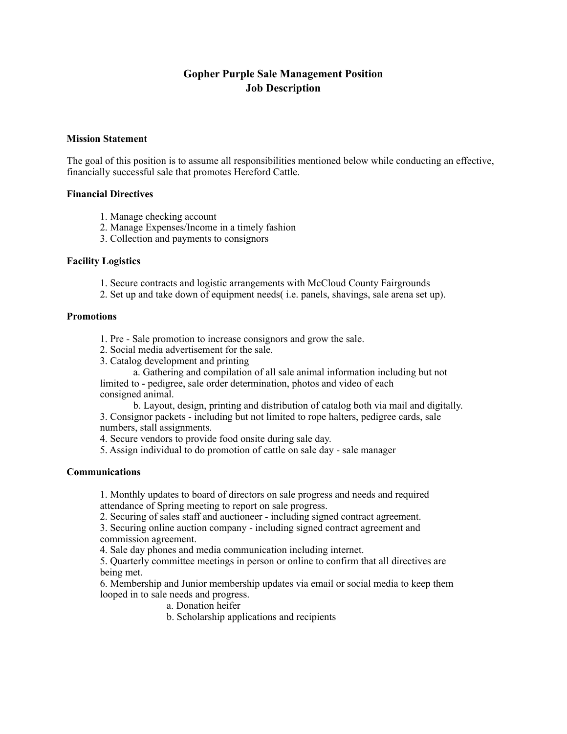# Gopher Purple Sale Management Position
# Job Description

### Mission Statement

The goal of this position is to assume all responsibilities mentioned below while conducting an effective, financially successful sale that promotes Hereford Cattle.

### Financial Directives

1. Manage checking account
2. Manage Expenses/Income in a timely fashion
3. Collection and payments to consignors

### Facility Logistics

1. Secure contracts and logistic arrangements with McCloud County Fairgrounds
2. Set up and take down of equipment needs( i.e. panels, shavings, sale arena set up).

### Promotions

1. Pre - Sale promotion to increase consignors and grow the sale.
2. Social media advertisement for the sale.
3. Catalog development and printing
    a. Gathering and compilation of all sale animal information including but not limited to - pedigree, sale order determination, photos and video of each consigned animal.
    b. Layout, design, printing and distribution of catalog both via mail and digitally.

3. Consignor packets - including but not limited to rope halters, pedigree cards, sale numbers, stall assignments.
4. Secure vendors to provide food onsite during sale day.
5. Assign individual to do promotion of cattle on sale day - sale manager

### Communications

1. Monthly updates to board of directors on sale progress and needs and required attendance of Spring meeting to report on sale progress.
2. Securing of sales staff and auctioneer - including signed contract agreement.
3. Securing online auction company - including signed contract agreement and commission agreement.
4. Sale day phones and media communication including internet.
5. Quarterly committee meetings in person or online to confirm that all directives are being met.
6. Membership and Junior membership updates via email or social media to keep them looped in to sale needs and progress.
    a. Donation heifer
    b. Scholarship applications and recipients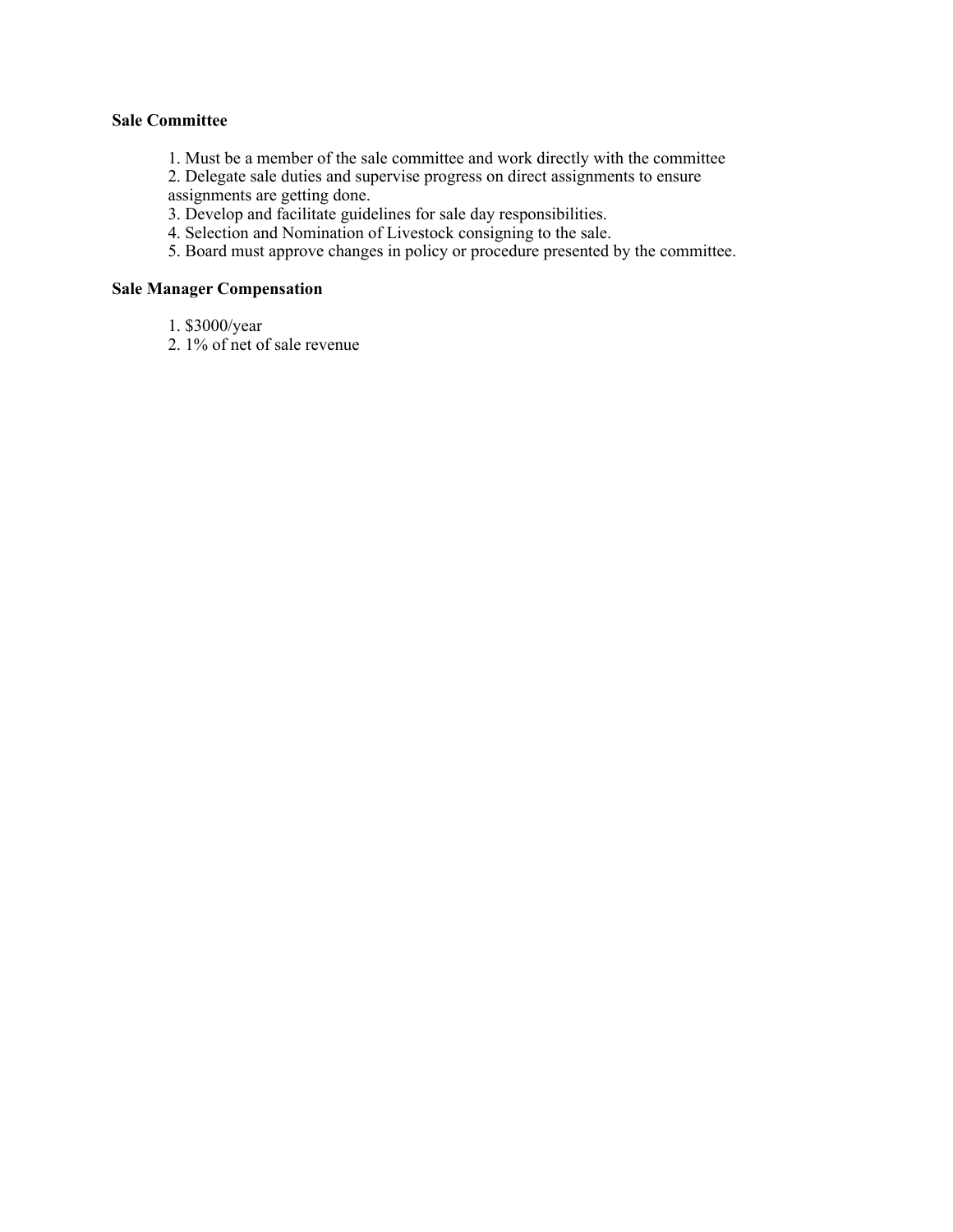**Sale Committee**

1. Must be a member of the sale committee and work directly with the committee
2. Delegate sale duties and supervise progress on direct assignments to ensure assignments are getting done.
3. Develop and facilitate guidelines for sale day responsibilities.
4. Selection and Nomination of Livestock consigning to the sale.
5. Board must approve changes in policy or procedure presented by the committee.

**Sale Manager Compensation**

1. $3000/year
2. 1% of net of sale revenue